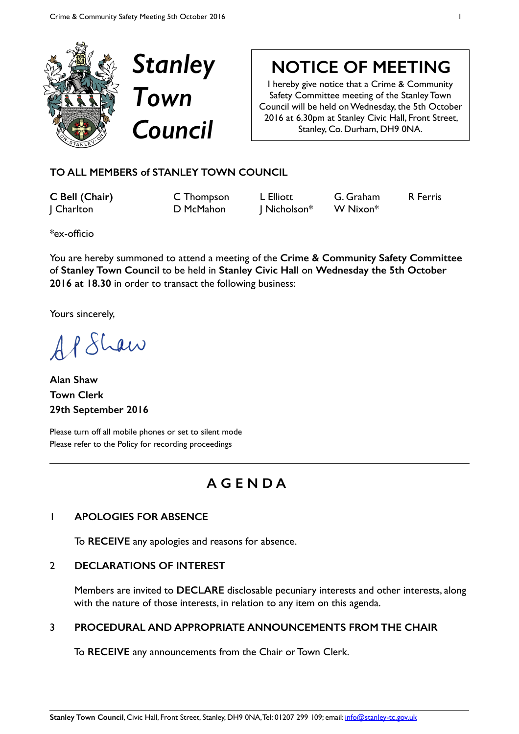# Stanley Town Council

## NOTICE OF MEETING

I hereby give notice that a Crime & Community Safety Committee meeting of the Stanley Town Council will be held on Wednesday, the 5th October 2016 at 6.30pm at Stanley Civic Hall, Front Street, Stanley, Co. Durham, DH9 0NA.

**TO ALL MEMBERS of STANLEY TOWN COUNCIL**

| | | | | |
|---|---|---|---|---|
| **C Bell (Chair)** | C Thompson | L Elliott | G. Graham | R Ferris |
| J Charlton | D McMahon | J Nicholson* | W Nixon* | |

*ex-officio

You are hereby summoned to attend a meeting of the **Crime & Community Safety Committee** of **Stanley Town Council** to be held in **Stanley Civic Hall** on **Wednesday the 5th October 2016 at 18.30** in order to transact the following business:

Yours sincerely,

A P Shaw

**Alan Shaw**
**Town Clerk**
**29th September 2016**

Please turn off all mobile phones or set to silent mode
Please refer to the Policy for recording proceedings

---

## A G E N D A

### 1 APOLOGIES FOR ABSENCE

To **RECEIVE** any apologies and reasons for absence.

### 2 DECLARATIONS OF INTEREST

Members are invited to **DECLARE** disclosable pecuniary interests and other interests, along with the nature of those interests, in relation to any item on this agenda.

### 3 PROCEDURAL AND APPROPRIATE ANNOUNCEMENTS FROM THE CHAIR

To **RECEIVE** any announcements from the Chair or Town Clerk.

---

**Stanley Town Council**, Civic Hall, Front Street, Stanley, DH9 0NA, Tel: 01207 299 109; email: info@stanley-tc.gov.uk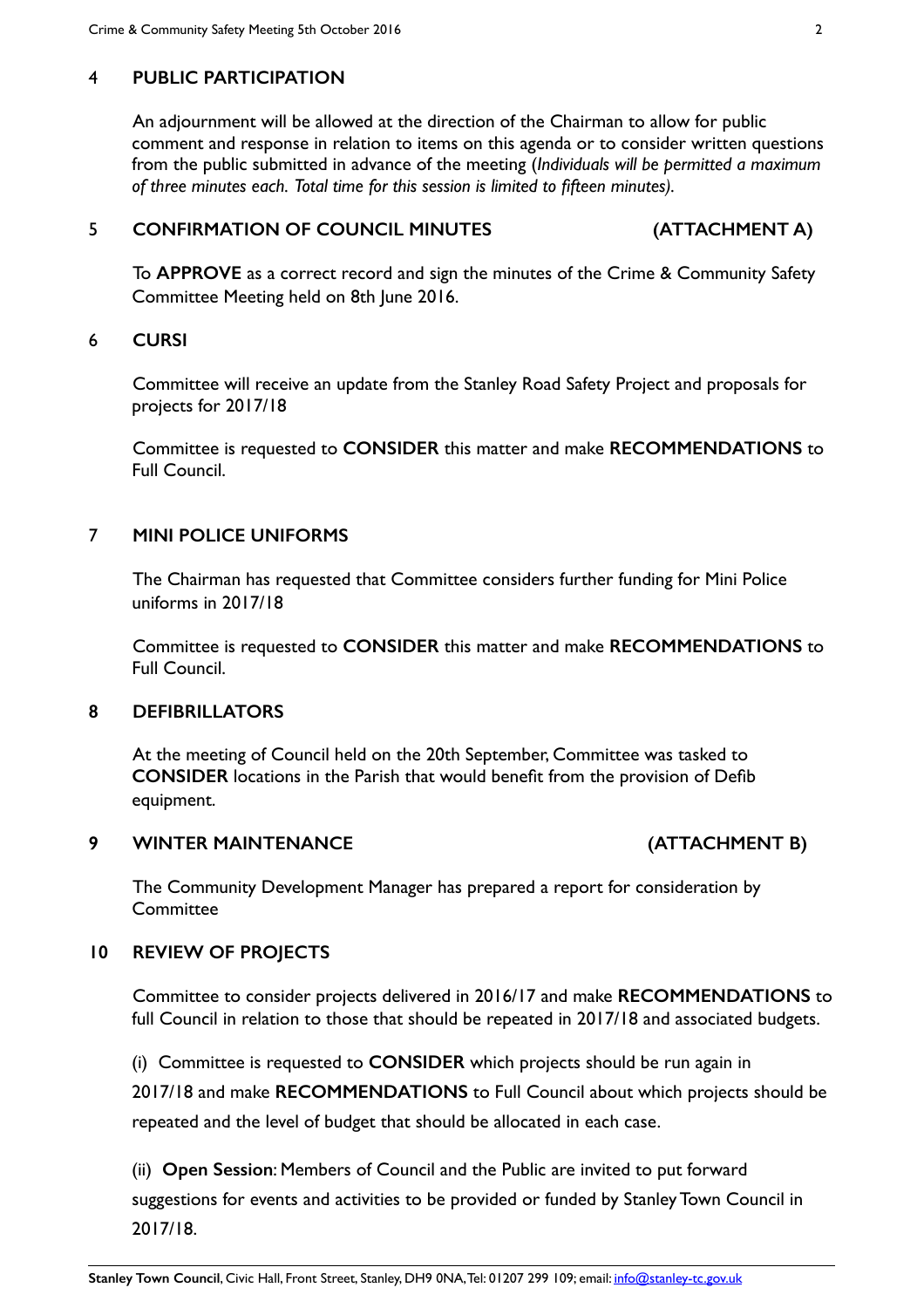## 4 PUBLIC PARTICIPATION

An adjournment will be allowed at the direction of the Chairman to allow for public comment and response in relation to items on this agenda or to consider written questions from the public submitted in advance of the meeting (*Individuals will be permitted a maximum of three minutes each. Total time for this session is limited to fifteen minutes).*

## 5 CONFIRMATION OF COUNCIL MINUTES (ATTACHMENT A)

To **APPROVE** as a correct record and sign the minutes of the Crime & Community Safety Committee Meeting held on 8th June 2016.

## 6 CURSI

Committee will receive an update from the Stanley Road Safety Project and proposals for projects for 2017/18

Committee is requested to **CONSIDER** this matter and make **RECOMMENDATIONS** to Full Council.

## 7 MINI POLICE UNIFORMS

The Chairman has requested that Committee considers further funding for Mini Police uniforms in 2017/18

Committee is requested to **CONSIDER** this matter and make **RECOMMENDATIONS** to Full Council.

## 8 DEFIBRILLATORS

At the meeting of Council held on the 20th September, Committee was tasked to **CONSIDER** locations in the Parish that would benefit from the provision of Defib equipment.

## 9 WINTER MAINTENANCE (ATTACHMENT B)

The Community Development Manager has prepared a report for consideration by Committee

## 10 REVIEW OF PROJECTS

Committee to consider projects delivered in 2016/17 and make **RECOMMENDATIONS** to full Council in relation to those that should be repeated in 2017/18 and associated budgets.

(i) Committee is requested to **CONSIDER** which projects should be run again in 2017/18 and make **RECOMMENDATIONS** to Full Council about which projects should be repeated and the level of budget that should be allocated in each case.

(ii) **Open Session**: Members of Council and the Public are invited to put forward suggestions for events and activities to be provided or funded by Stanley Town Council in 2017/18.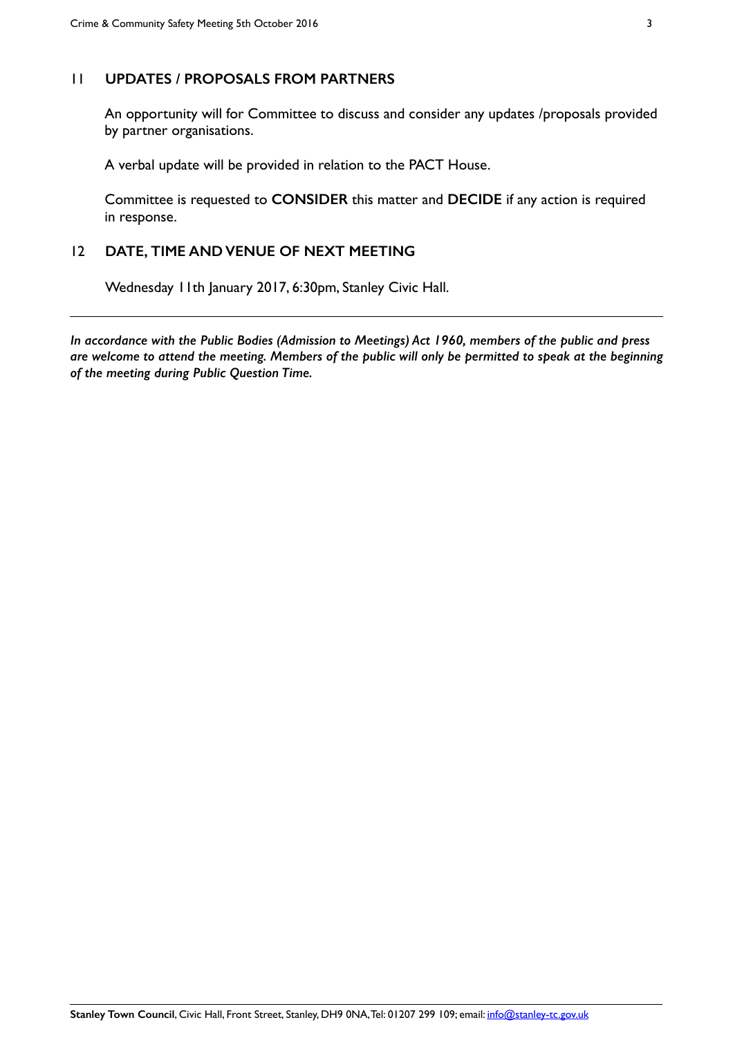## 11 UPDATES / PROPOSALS FROM PARTNERS

An opportunity will for Committee to discuss and consider any updates /proposals provided by partner organisations.

A verbal update will be provided in relation to the PACT House.

Committee is requested to **CONSIDER** this matter and **DECIDE** if any action is required in response.

## 12 DATE, TIME AND VENUE OF NEXT MEETING

Wednesday 11th January 2017, 6:30pm, Stanley Civic Hall.

---

***In accordance with the Public Bodies (Admission to Meetings) Act 1960, members of the public and press are welcome to attend the meeting. Members of the public will only be permitted to speak at the beginning of the meeting during Public Question Time.***

**Stanley Town Council**, Civic Hall, Front Street, Stanley, DH9 0NA, Tel: 01207 299 109; email: info@stanley-tc.gov.uk